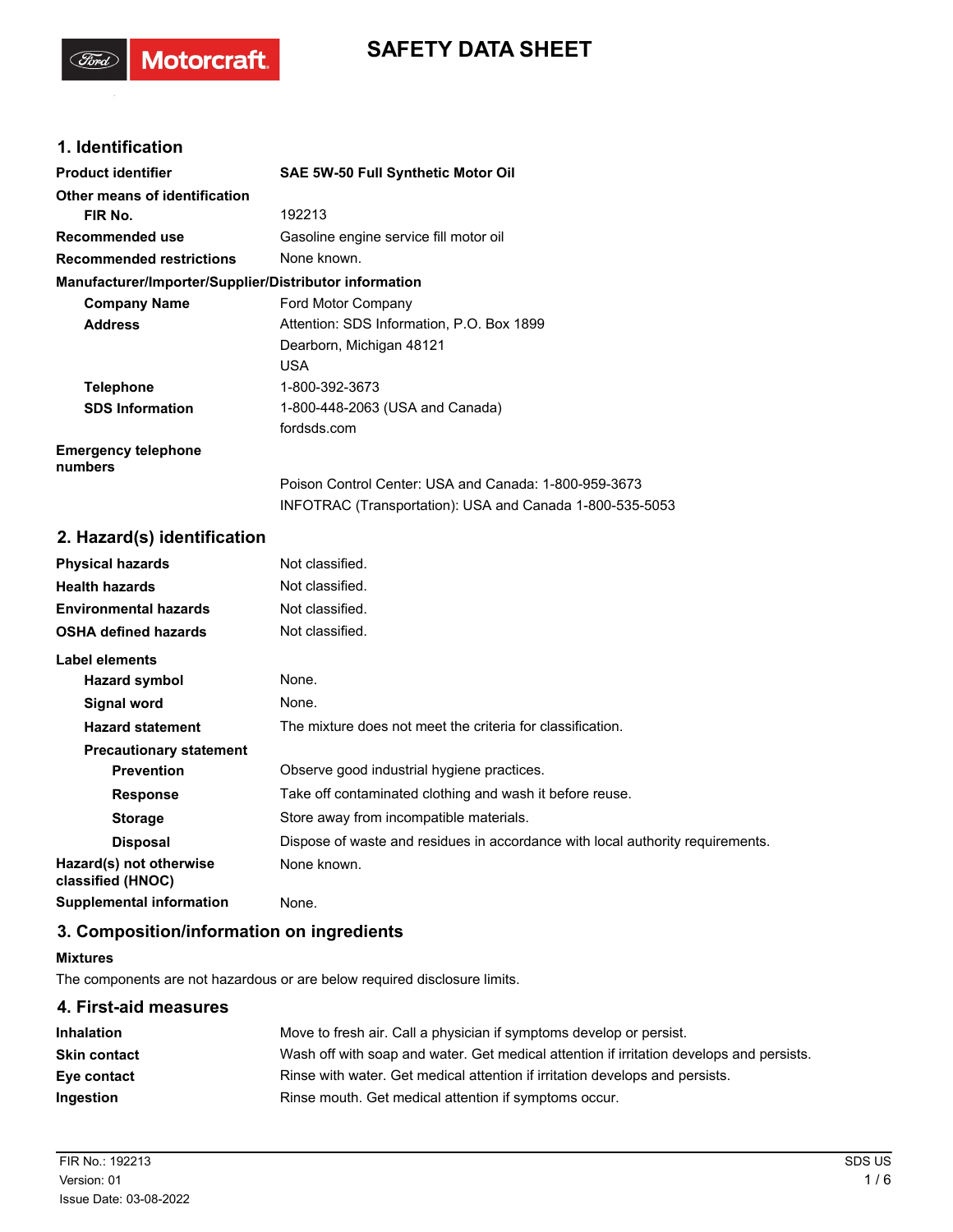# SAFETY DATA SHEET

## 1. Identification

| | |
|---|---|
| **Product identifier** | **SAE 5W-50 Full Synthetic Motor Oil** |
| **Other means of identification** | |
| **FIR No.** | 192213 |
| **Recommended use** | Gasoline engine service fill motor oil |
| **Recommended restrictions** | None known. |

**Manufacturer/Importer/Supplier/Distributor information**

| | |
|---|---|
| **Company Name** | Ford Motor Company |
| **Address** | Attention: SDS Information, P.O. Box 1899<br>Dearborn, Michigan 48121<br>USA |
| **Telephone** | 1-800-392-3673 |
| **SDS Information** | 1-800-448-2063 (USA and Canada)<br>fordsds.com |
| **Emergency telephone numbers** | Poison Control Center: USA and Canada: 1-800-959-3673<br>INFOTRAC (Transportation): USA and Canada 1-800-535-5053 |

## 2. Hazard(s) identification

| | |
|---|---|
| **Physical hazards** | Not classified. |
| **Health hazards** | Not classified. |
| **Environmental hazards** | Not classified. |
| **OSHA defined hazards** | Not classified. |

**Label elements**

| | |
|---|---|
| **Hazard symbol** | None. |
| **Signal word** | None. |
| **Hazard statement** | The mixture does not meet the criteria for classification. |
| **Precautionary statement** | |
| **Prevention** | Observe good industrial hygiene practices. |
| **Response** | Take off contaminated clothing and wash it before reuse. |
| **Storage** | Store away from incompatible materials. |
| **Disposal** | Dispose of waste and residues in accordance with local authority requirements. |
| **Hazard(s) not otherwise classified (HNOC)** | None known. |
| **Supplemental information** | None. |

## 3. Composition/information on ingredients

**Mixtures**

The components are not hazardous or are below required disclosure limits.

## 4. First-aid measures

| | |
|---|---|
| **Inhalation** | Move to fresh air. Call a physician if symptoms develop or persist. |
| **Skin contact** | Wash off with soap and water. Get medical attention if irritation develops and persists. |
| **Eye contact** | Rinse with water. Get medical attention if irritation develops and persists. |
| **Ingestion** | Rinse mouth. Get medical attention if symptoms occur. |

FIR No.: 192213
Version: 01
Issue Date: 03-08-2022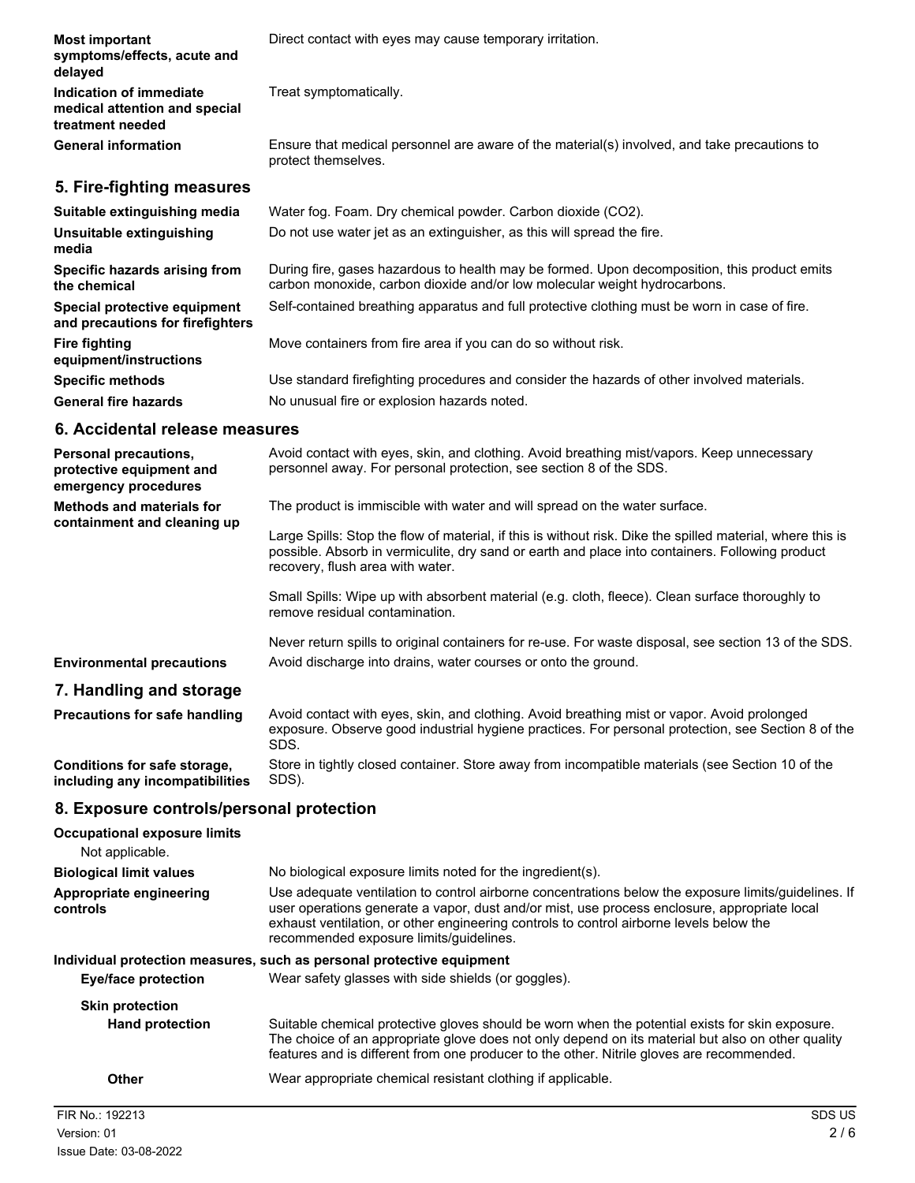**Most important symptoms/effects, acute and delayed**
Direct contact with eyes may cause temporary irritation.

**Indication of immediate medical attention and special treatment needed**
Treat symptomatically.

**General information**
Ensure that medical personnel are aware of the material(s) involved, and take precautions to protect themselves.

## 5. Fire-fighting measures

**Suitable extinguishing media**
Water fog. Foam. Dry chemical powder. Carbon dioxide ($CO_2$).

**Unsuitable extinguishing media**
Do not use water jet as an extinguisher, as this will spread the fire.

**Specific hazards arising from the chemical**
During fire, gases hazardous to health may be formed. Upon decomposition, this product emits carbon monoxide, carbon dioxide and/or low molecular weight hydrocarbons.

**Special protective equipment and precautions for firefighters**
Self-contained breathing apparatus and full protective clothing must be worn in case of fire.

**Fire fighting equipment/instructions**
Move containers from fire area if you can do so without risk.

**Specific methods**
Use standard firefighting procedures and consider the hazards of other involved materials.

**General fire hazards**
No unusual fire or explosion hazards noted.

## 6. Accidental release measures

**Personal precautions, protective equipment and emergency procedures**
Avoid contact with eyes, skin, and clothing. Avoid breathing mist/vapors. Keep unnecessary personnel away. For personal protection, see section 8 of the SDS.

**Methods and materials for containment and cleaning up**
The product is immiscible with water and will spread on the water surface.

Large Spills: Stop the flow of material, if this is without risk. Dike the spilled material, where this is possible. Absorb in vermiculite, dry sand or earth and place into containers. Following product recovery, flush area with water.

Small Spills: Wipe up with absorbent material (e.g. cloth, fleece). Clean surface thoroughly to remove residual contamination.

Never return spills to original containers for re-use. For waste disposal, see section 13 of the SDS.

**Environmental precautions**
Avoid discharge into drains, water courses or onto the ground.

## 7. Handling and storage

**Precautions for safe handling**
Avoid contact with eyes, skin, and clothing. Avoid breathing mist or vapor. Avoid prolonged exposure. Observe good industrial hygiene practices. For personal protection, see Section 8 of the SDS.

**Conditions for safe storage, including any incompatibilities**
Store in tightly closed container. Store away from incompatible materials (see Section 10 of the SDS).

## 8. Exposure controls/personal protection

**Occupational exposure limits**

Not applicable.

**Biological limit values**
No biological exposure limits noted for the ingredient(s).

**Appropriate engineering controls**
Use adequate ventilation to control airborne concentrations below the exposure limits/guidelines. If user operations generate a vapor, dust and/or mist, use process enclosure, appropriate local exhaust ventilation, or other engineering controls to control airborne levels below the recommended exposure limits/guidelines.

**Individual protection measures, such as personal protective equipment**

**Eye/face protection**
Wear safety glasses with side shields (or goggles).

**Skin protection**

**Hand protection**
Suitable chemical protective gloves should be worn when the potential exists for skin exposure. The choice of an appropriate glove does not only depend on its material but also on other quality features and is different from one producer to the other. Nitrile gloves are recommended.

**Other**
Wear appropriate chemical resistant clothing if applicable.

FIR No.: 192213
Version: 01
Issue Date: 03-08-2022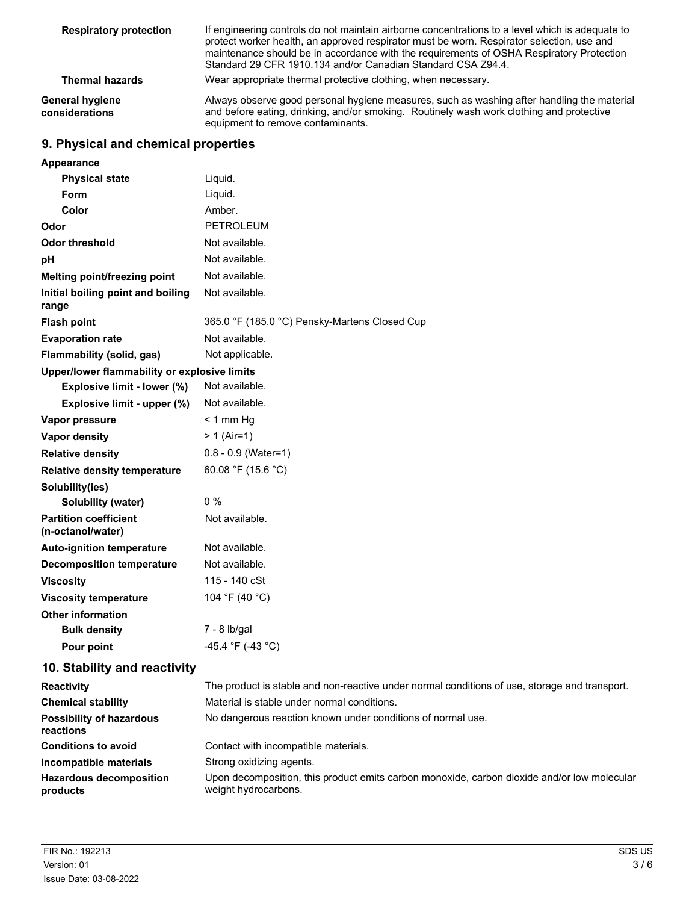| | |
|---|---|
| **Respiratory protection** | If engineering controls do not maintain airborne concentrations to a level which is adequate to protect worker health, an approved respirator must be worn. Respirator selection, use and maintenance should be in accordance with the requirements of OSHA Respiratory Protection Standard 29 CFR 1910.134 and/or Canadian Standard CSA Z94.4. |
| **Thermal hazards** | Wear appropriate thermal protective clothing, when necessary. |
| **General hygiene considerations** | Always observe good personal hygiene measures, such as washing after handling the material and before eating, drinking, and/or smoking. Routinely wash work clothing and protective equipment to remove contaminants. |

## 9. Physical and chemical properties

| | |
|---|---|
| **Appearance** | |
| **Physical state** | Liquid. |
| **Form** | Liquid. |
| **Color** | Amber. |
| **Odor** | PETROLEUM |
| **Odor threshold** | Not available. |
| **pH** | Not available. |
| **Melting point/freezing point** | Not available. |
| **Initial boiling point and boiling range** | Not available. |
| **Flash point** | 365.0 °F (185.0 °C) Pensky-Martens Closed Cup |
| **Evaporation rate** | Not available. |
| **Flammability (solid, gas)** | Not applicable. |
| **Upper/lower flammability or explosive limits** | |
| **Explosive limit - lower (%)** | Not available. |
| **Explosive limit - upper (%)** | Not available. |
| **Vapor pressure** | < 1 mm Hg |
| **Vapor density** | > 1 (Air=1) |
| **Relative density** | 0.8 - 0.9 (Water=1) |
| **Relative density temperature** | 60.08 °F (15.6 °C) |
| **Solubility(ies)** | |
| **Solubility (water)** | 0 % |
| **Partition coefficient (n-octanol/water)** | Not available. |
| **Auto-ignition temperature** | Not available. |
| **Decomposition temperature** | Not available. |
| **Viscosity** | 115 - 140 cSt |
| **Viscosity temperature** | 104 °F (40 °C) |
| **Other information** | |
| **Bulk density** | 7 - 8 lb/gal |
| **Pour point** | -45.4 °F (-43 °C) |

## 10. Stability and reactivity

| | |
|---|---|
| **Reactivity** | The product is stable and non-reactive under normal conditions of use, storage and transport. |
| **Chemical stability** | Material is stable under normal conditions. |
| **Possibility of hazardous reactions** | No dangerous reaction known under conditions of normal use. |
| **Conditions to avoid** | Contact with incompatible materials. |
| **Incompatible materials** | Strong oxidizing agents. |
| **Hazardous decomposition products** | Upon decomposition, this product emits carbon monoxide, carbon dioxide and/or low molecular weight hydrocarbons. |

FIR No.: 192213
Version: 01
Issue Date: 03-08-2022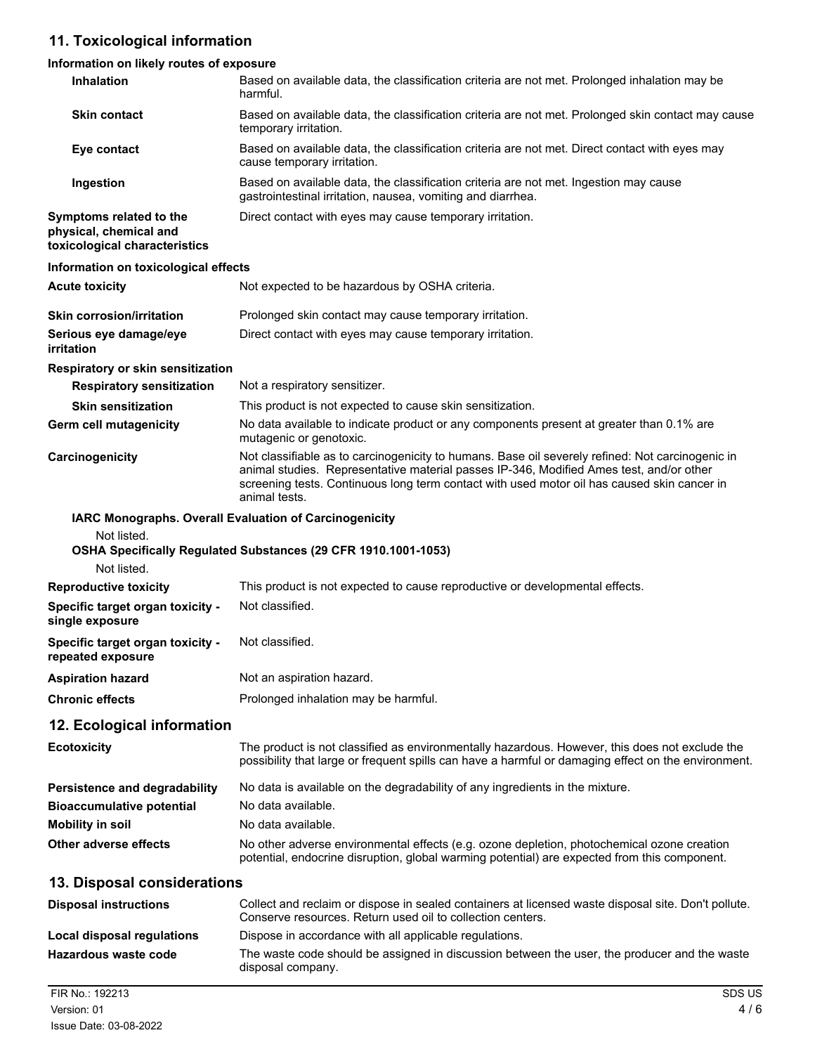## 11. Toxicological information

### Information on likely routes of exposure

| | |
|---|---|
| **Inhalation** | Based on available data, the classification criteria are not met. Prolonged inhalation may be harmful. |
| **Skin contact** | Based on available data, the classification criteria are not met. Prolonged skin contact may cause temporary irritation. |
| **Eye contact** | Based on available data, the classification criteria are not met. Direct contact with eyes may cause temporary irritation. |
| **Ingestion** | Based on available data, the classification criteria are not met. Ingestion may cause gastrointestinal irritation, nausea, vomiting and diarrhea. |
| **Symptoms related to the physical, chemical and toxicological characteristics** | Direct contact with eyes may cause temporary irritation. |

### Information on toxicological effects

| | |
|---|---|
| **Acute toxicity** | Not expected to be hazardous by OSHA criteria. |
| **Skin corrosion/irritation** | Prolonged skin contact may cause temporary irritation. |
| **Serious eye damage/eye irritation** | Direct contact with eyes may cause temporary irritation. |

**Respiratory or skin sensitization**

| | |
|---|---|
| **Respiratory sensitization** | Not a respiratory sensitizer. |
| **Skin sensitization** | This product is not expected to cause skin sensitization. |
| **Germ cell mutagenicity** | No data available to indicate product or any components present at greater than 0.1% are mutagenic or genotoxic. |
| **Carcinogenicity** | Not classifiable as to carcinogenicity to humans. Base oil severely refined: Not carcinogenic in animal studies. Representative material passes IP-346, Modified Ames test, and/or other screening tests. Continuous long term contact with used motor oil has caused skin cancer in animal tests. |

**IARC Monographs. Overall Evaluation of Carcinogenicity**

Not listed.

**OSHA Specifically Regulated Substances (29 CFR 1910.1001-1053)**

Not listed.

| | |
|---|---|
| **Reproductive toxicity** | This product is not expected to cause reproductive or developmental effects. |
| **Specific target organ toxicity - single exposure** | Not classified. |
| **Specific target organ toxicity - repeated exposure** | Not classified. |
| **Aspiration hazard** | Not an aspiration hazard. |
| **Chronic effects** | Prolonged inhalation may be harmful. |

## 12. Ecological information

| | |
|---|---|
| **Ecotoxicity** | The product is not classified as environmentally hazardous. However, this does not exclude the possibility that large or frequent spills can have a harmful or damaging effect on the environment. |
| **Persistence and degradability** | No data is available on the degradability of any ingredients in the mixture. |
| **Bioaccumulative potential** | No data available. |
| **Mobility in soil** | No data available. |
| **Other adverse effects** | No other adverse environmental effects (e.g. ozone depletion, photochemical ozone creation potential, endocrine disruption, global warming potential) are expected from this component. |

## 13. Disposal considerations

| | |
|---|---|
| **Disposal instructions** | Collect and reclaim or dispose in sealed containers at licensed waste disposal site. Don't pollute. Conserve resources. Return used oil to collection centers. |
| **Local disposal regulations** | Dispose in accordance with all applicable regulations. |
| **Hazardous waste code** | The waste code should be assigned in discussion between the user, the producer and the waste disposal company. |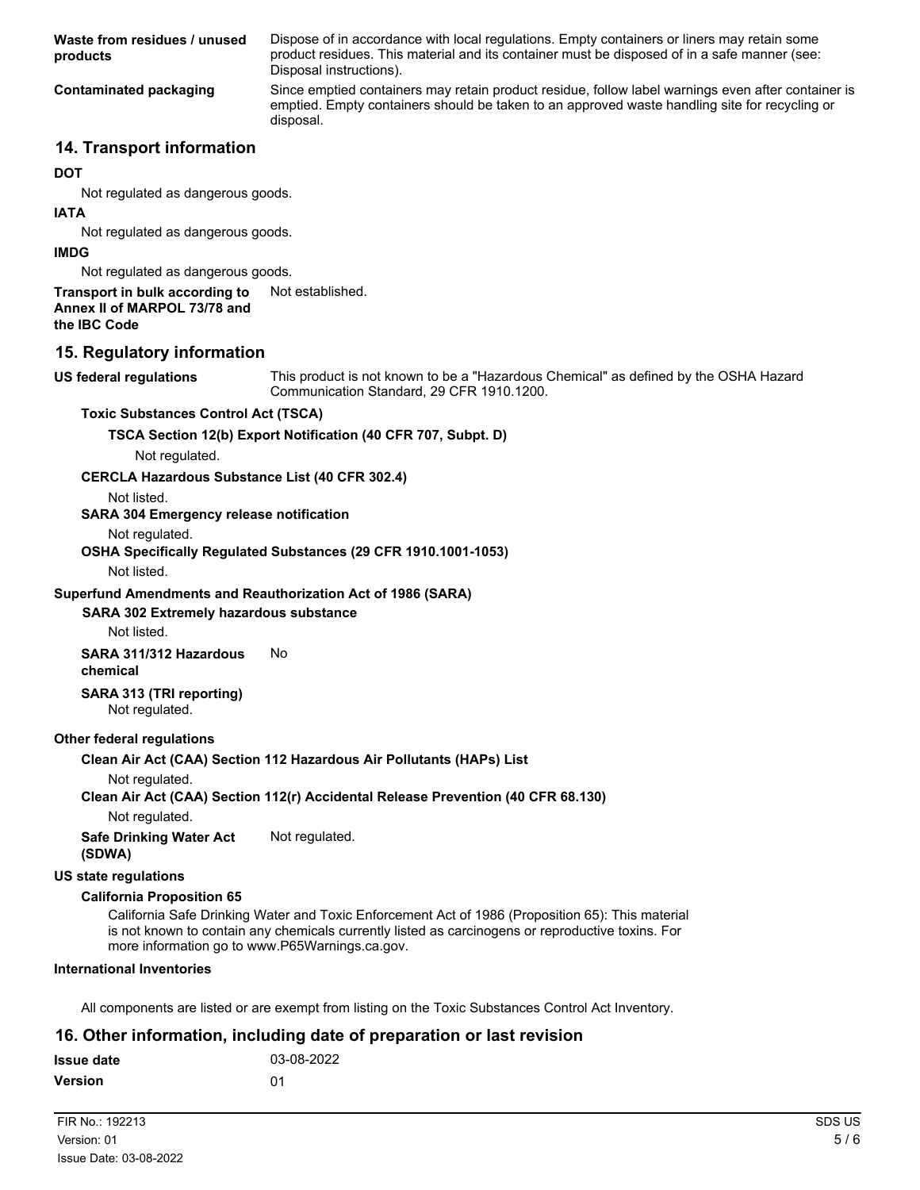**Waste from residues / unused products**
Dispose of in accordance with local regulations. Empty containers or liners may retain some product residues. This material and its container must be disposed of in a safe manner (see: Disposal instructions).

**Contaminated packaging**
Since emptied containers may retain product residue, follow label warnings even after container is emptied. Empty containers should be taken to an approved waste handling site for recycling or disposal.

## 14. Transport information

**DOT**

Not regulated as dangerous goods.

**IATA**

Not regulated as dangerous goods.

**IMDG**

Not regulated as dangerous goods.

**Transport in bulk according to Annex II of MARPOL 73/78 and the IBC Code**
Not established.

## 15. Regulatory information

**US federal regulations**
This product is not known to be a "Hazardous Chemical" as defined by the OSHA Hazard Communication Standard, 29 CFR 1910.1200.

**Toxic Substances Control Act (TSCA)**

**TSCA Section 12(b) Export Notification (40 CFR 707, Subpt. D)**

Not regulated.

**CERCLA Hazardous Substance List (40 CFR 302.4)**

Not listed.

**SARA 304 Emergency release notification**

Not regulated.

**OSHA Specifically Regulated Substances (29 CFR 1910.1001-1053)**

Not listed.

**Superfund Amendments and Reauthorization Act of 1986 (SARA)**

**SARA 302 Extremely hazardous substance**

Not listed.

**SARA 311/312 Hazardous chemical**
No

**SARA 313 (TRI reporting)**

Not regulated.

**Other federal regulations**

**Clean Air Act (CAA) Section 112 Hazardous Air Pollutants (HAPs) List**

Not regulated.

**Clean Air Act (CAA) Section 112(r) Accidental Release Prevention (40 CFR 68.130)**

Not regulated.

**Safe Drinking Water Act (SDWA)**
Not regulated.

**US state regulations**

**California Proposition 65**

California Safe Drinking Water and Toxic Enforcement Act of 1986 (Proposition 65): This material is not known to contain any chemicals currently listed as carcinogens or reproductive toxins. For more information go to www.P65Warnings.ca.gov.

**International Inventories**

All components are listed or are exempt from listing on the Toxic Substances Control Act Inventory.

## 16. Other information, including date of preparation or last revision

**Issue date**
03-08-2022

**Version**
01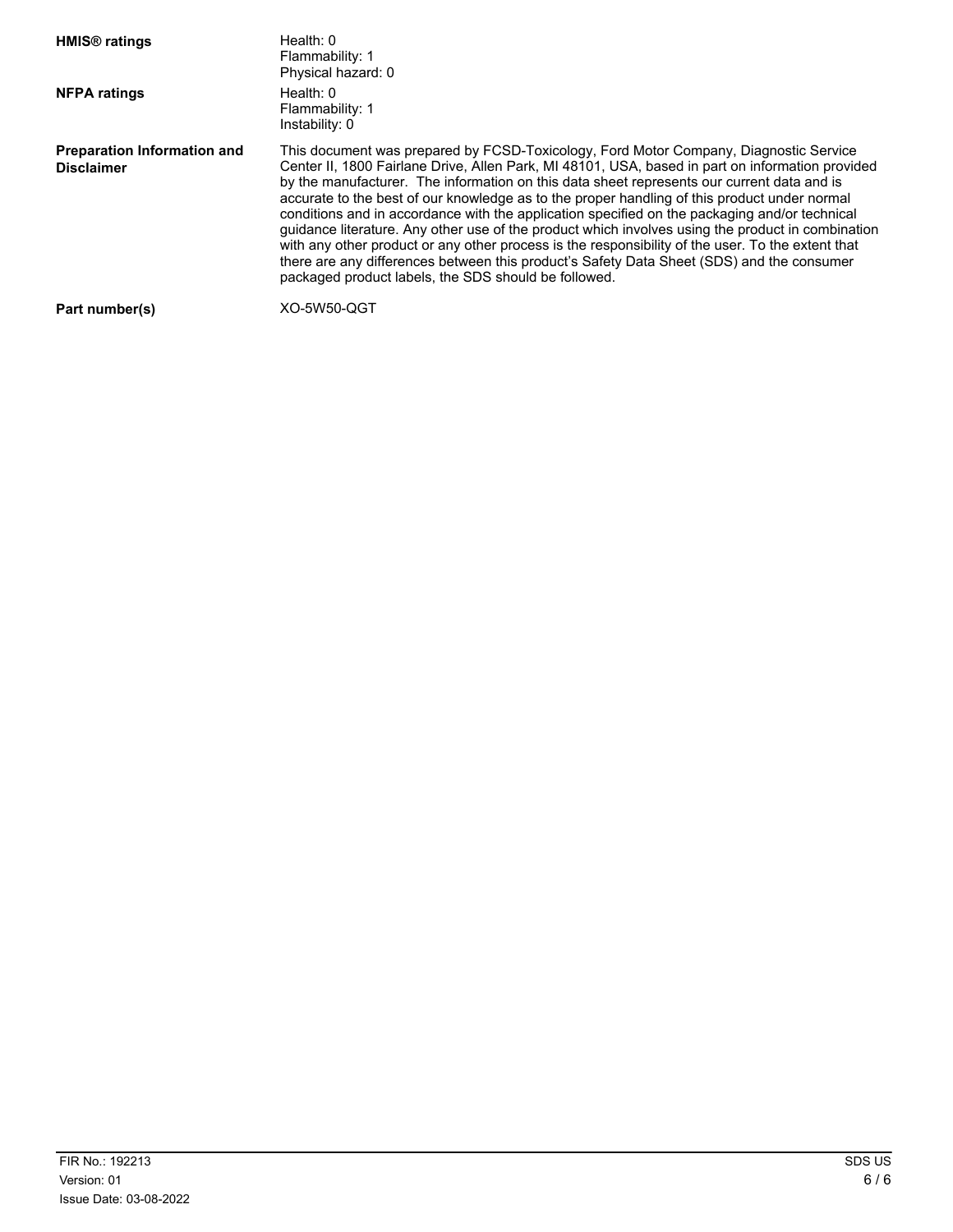**HMIS® ratings**

Health: 0
Flammability: 1
Physical hazard: 0

**NFPA ratings**

Health: 0
Flammability: 1
Instability: 0

**Preparation Information and Disclaimer**

This document was prepared by FCSD-Toxicology, Ford Motor Company, Diagnostic Service Center II, 1800 Fairlane Drive, Allen Park, MI 48101, USA, based in part on information provided by the manufacturer. The information on this data sheet represents our current data and is accurate to the best of our knowledge as to the proper handling of this product under normal conditions and in accordance with the application specified on the packaging and/or technical guidance literature. Any other use of the product which involves using the product in combination with any other product or any other process is the responsibility of the user. To the extent that there are any differences between this product's Safety Data Sheet (SDS) and the consumer packaged product labels, the SDS should be followed.

**Part number(s)**

XO-5W50-QGT